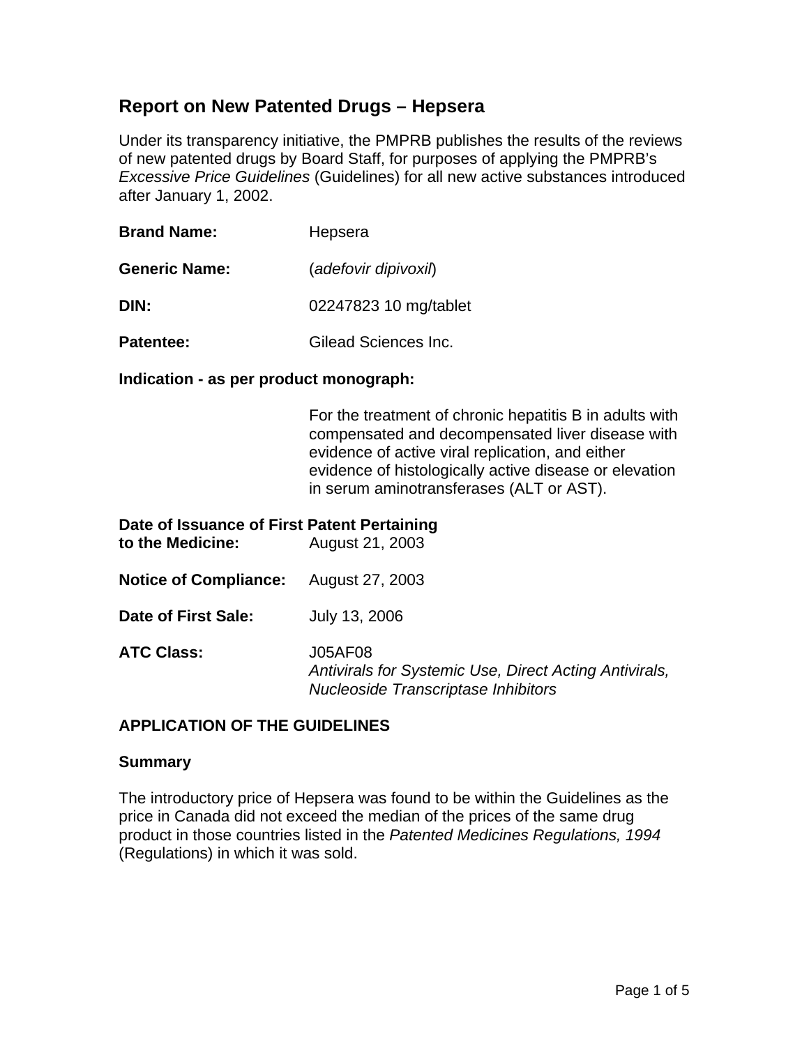# Report on New Patented Drugs – Hepsera

Under its transparency initiative, the PMPRB publishes the results of the reviews of new patented drugs by Board Staff, for purposes of applying the PMPRB's *Excessive Price Guidelines* (Guidelines) for all new active substances introduced after January 1, 2002.

**Brand Name:** Hepsera

**Generic Name:** (*adefovir dipivoxil*)

**DIN:** 02247823 10 mg/tablet

**Patentee:** Gilead Sciences Inc.

**Indication - as per product monograph:**

For the treatment of chronic hepatitis B in adults with compensated and decompensated liver disease with evidence of active viral replication, and either evidence of histologically active disease or elevation in serum aminotransferases (ALT or AST).

**Date of Issuance of First Patent Pertaining to the Medicine:** August 21, 2003

**Notice of Compliance:** August 27, 2003

**Date of First Sale:** July 13, 2006

**ATC Class:** J05AF08
*Antivirals for Systemic Use, Direct Acting Antivirals, Nucleoside Transcriptase Inhibitors*

## APPLICATION OF THE GUIDELINES

### Summary

The introductory price of Hepsera was found to be within the Guidelines as the price in Canada did not exceed the median of the prices of the same drug product in those countries listed in the *Patented Medicines Regulations, 1994* (Regulations) in which it was sold.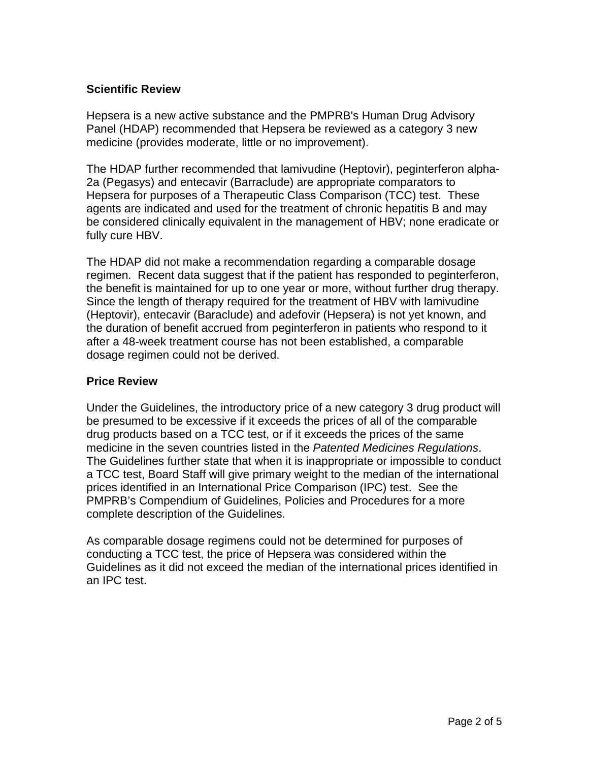## Scientific Review

Hepsera is a new active substance and the PMPRB's Human Drug Advisory Panel (HDAP) recommended that Hepsera be reviewed as a category 3 new medicine (provides moderate, little or no improvement).

The HDAP further recommended that lamivudine (Heptovir), peginterferon alpha-2a (Pegasys) and entecavir (Barraclude) are appropriate comparators to Hepsera for purposes of a Therapeutic Class Comparison (TCC) test. These agents are indicated and used for the treatment of chronic hepatitis B and may be considered clinically equivalent in the management of HBV; none eradicate or fully cure HBV.

The HDAP did not make a recommendation regarding a comparable dosage regimen. Recent data suggest that if the patient has responded to peginterferon, the benefit is maintained for up to one year or more, without further drug therapy. Since the length of therapy required for the treatment of HBV with lamivudine (Heptovir), entecavir (Baraclude) and adefovir (Hepsera) is not yet known, and the duration of benefit accrued from peginterferon in patients who respond to it after a 48-week treatment course has not been established, a comparable dosage regimen could not be derived.

## Price Review

Under the Guidelines, the introductory price of a new category 3 drug product will be presumed to be excessive if it exceeds the prices of all of the comparable drug products based on a TCC test, or if it exceeds the prices of the same medicine in the seven countries listed in the *Patented Medicines Regulations*. The Guidelines further state that when it is inappropriate or impossible to conduct a TCC test, Board Staff will give primary weight to the median of the international prices identified in an International Price Comparison (IPC) test. See the PMPRB's Compendium of Guidelines, Policies and Procedures for a more complete description of the Guidelines.

As comparable dosage regimens could not be determined for purposes of conducting a TCC test, the price of Hepsera was considered within the Guidelines as it did not exceed the median of the international prices identified in an IPC test.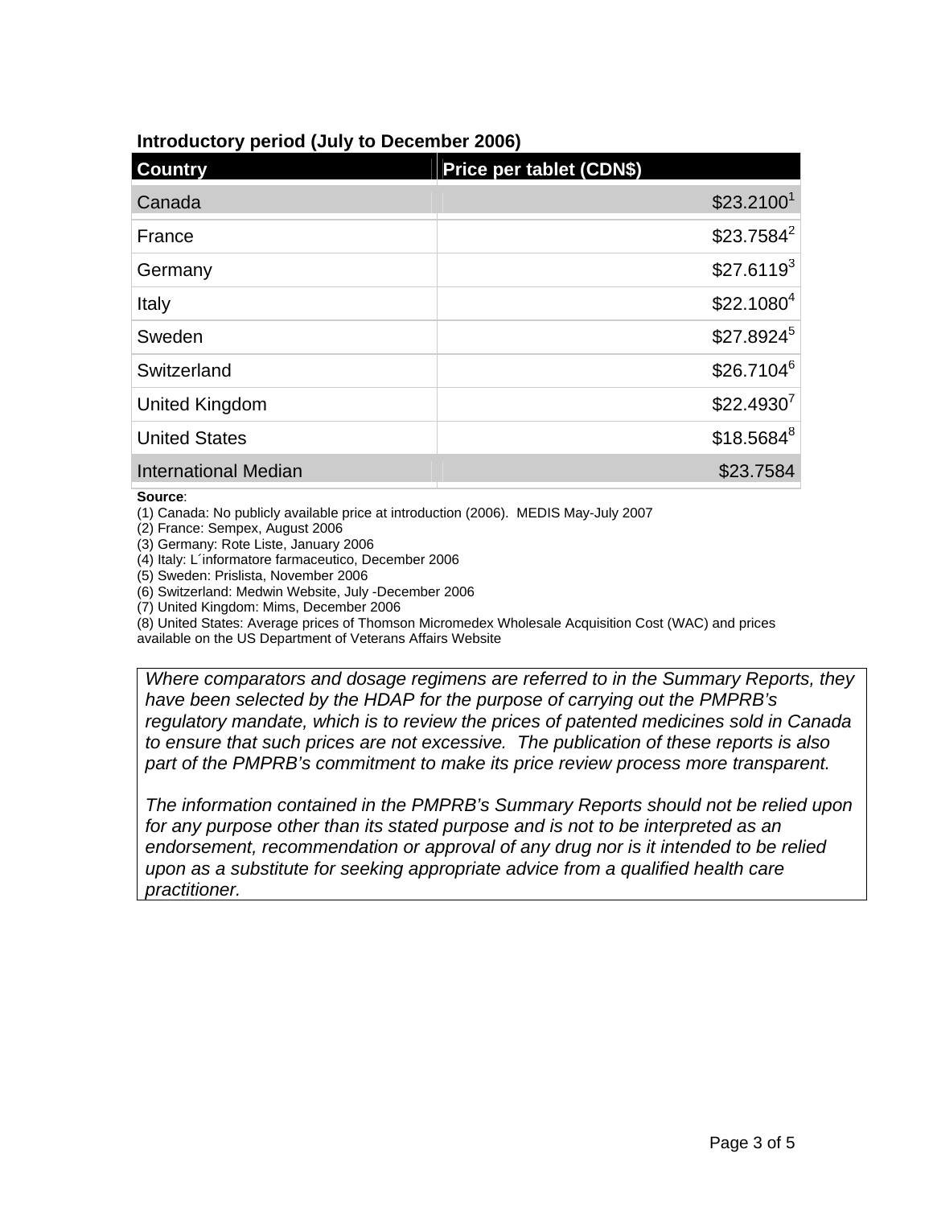**Introductory period (July to December 2006)**

| Country | Price per tablet (CDN$) |
|---|---|
| Canada | $23.2100[1] |
| France | $23.7584[2] |
| Germany | $27.6119[3] |
| Italy | $22.1080[4] |
| Sweden | $27.8924[5] |
| Switzerland | $26.7104[6] |
| United Kingdom | $22.4930[7] |
| United States | $18.5684[8] |
| International Median | $23.7584 |

**Source**:

(1) Canada: No publicly available price at introduction (2006). MEDIS May-July 2007
(2) France: Sempex, August 2006
(3) Germany: Rote Liste, January 2006
(4) Italy: L´informatore farmaceutico, December 2006
(5) Sweden: Prislista, November 2006
(6) Switzerland: Medwin Website, July -December 2006
(7) United Kingdom: Mims, December 2006
(8) United States: Average prices of Thomson Micromedex Wholesale Acquisition Cost (WAC) and prices available on the US Department of Veterans Affairs Website

*Where comparators and dosage regimens are referred to in the Summary Reports, they have been selected by the HDAP for the purpose of carrying out the PMPRB's regulatory mandate, which is to review the prices of patented medicines sold in Canada to ensure that such prices are not excessive. The publication of these reports is also part of the PMPRB's commitment to make its price review process more transparent.*

*The information contained in the PMPRB's Summary Reports should not be relied upon for any purpose other than its stated purpose and is not to be interpreted as an endorsement, recommendation or approval of any drug nor is it intended to be relied upon as a substitute for seeking appropriate advice from a qualified health care practitioner.*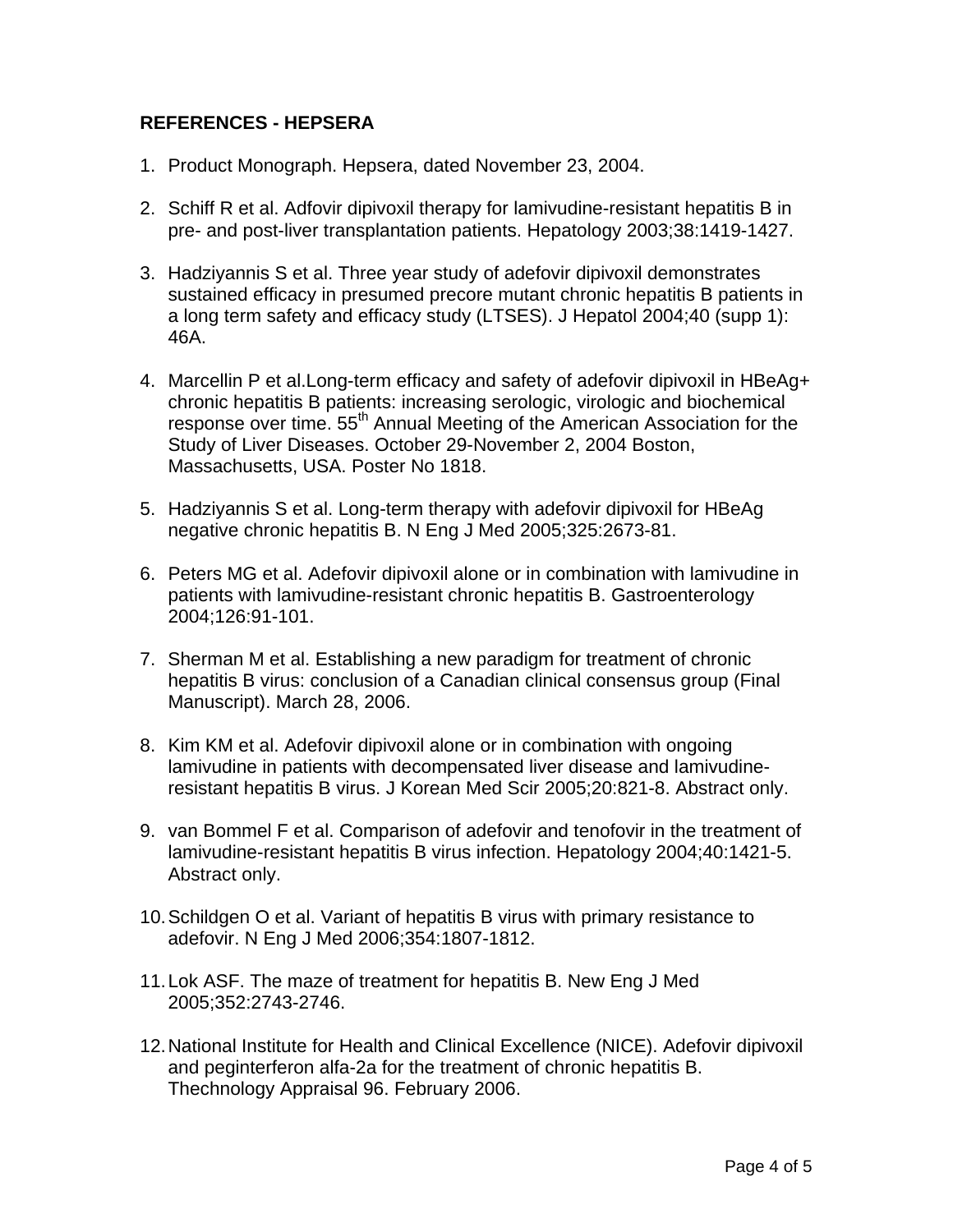**REFERENCES - HEPSERA**

1. Product Monograph. Hepsera, dated November 23, 2004.

2. Schiff R et al. Adfovir dipivoxil therapy for lamivudine-resistant hepatitis B in pre- and post-liver transplantation patients. Hepatology 2003;38:1419-1427.

3. Hadziyannis S et al. Three year study of adefovir dipivoxil demonstrates sustained efficacy in presumed precore mutant chronic hepatitis B patients in a long term safety and efficacy study (LTSES). J Hepatol 2004;40 (supp 1): 46A.

4. Marcellin P et al.Long-term efficacy and safety of adefovir dipivoxil in HBeAg+ chronic hepatitis B patients: increasing serologic, virologic and biochemical response over time. 55th Annual Meeting of the American Association for the Study of Liver Diseases. October 29-November 2, 2004 Boston, Massachusetts, USA. Poster No 1818.

5. Hadziyannis S et al. Long-term therapy with adefovir dipivoxil for HBeAg negative chronic hepatitis B. N Eng J Med 2005;325:2673-81.

6. Peters MG et al. Adefovir dipivoxil alone or in combination with lamivudine in patients with lamivudine-resistant chronic hepatitis B. Gastroenterology 2004;126:91-101.

7. Sherman M et al. Establishing a new paradigm for treatment of chronic hepatitis B virus: conclusion of a Canadian clinical consensus group (Final Manuscript). March 28, 2006.

8. Kim KM et al. Adefovir dipivoxil alone or in combination with ongoing lamivudine in patients with decompensated liver disease and lamivudine-resistant hepatitis B virus. J Korean Med Scir 2005;20:821-8. Abstract only.

9. van Bommel F et al. Comparison of adefovir and tenofovir in the treatment of lamivudine-resistant hepatitis B virus infection. Hepatology 2004;40:1421-5. Abstract only.

10. Schildgen O et al. Variant of hepatitis B virus with primary resistance to adefovir. N Eng J Med 2006;354:1807-1812.

11. Lok ASF. The maze of treatment for hepatitis B. New Eng J Med 2005;352:2743-2746.

12. National Institute for Health and Clinical Excellence (NICE). Adefovir dipivoxil and peginterferon alfa-2a for the treatment of chronic hepatitis B. Thechnology Appraisal 96. February 2006.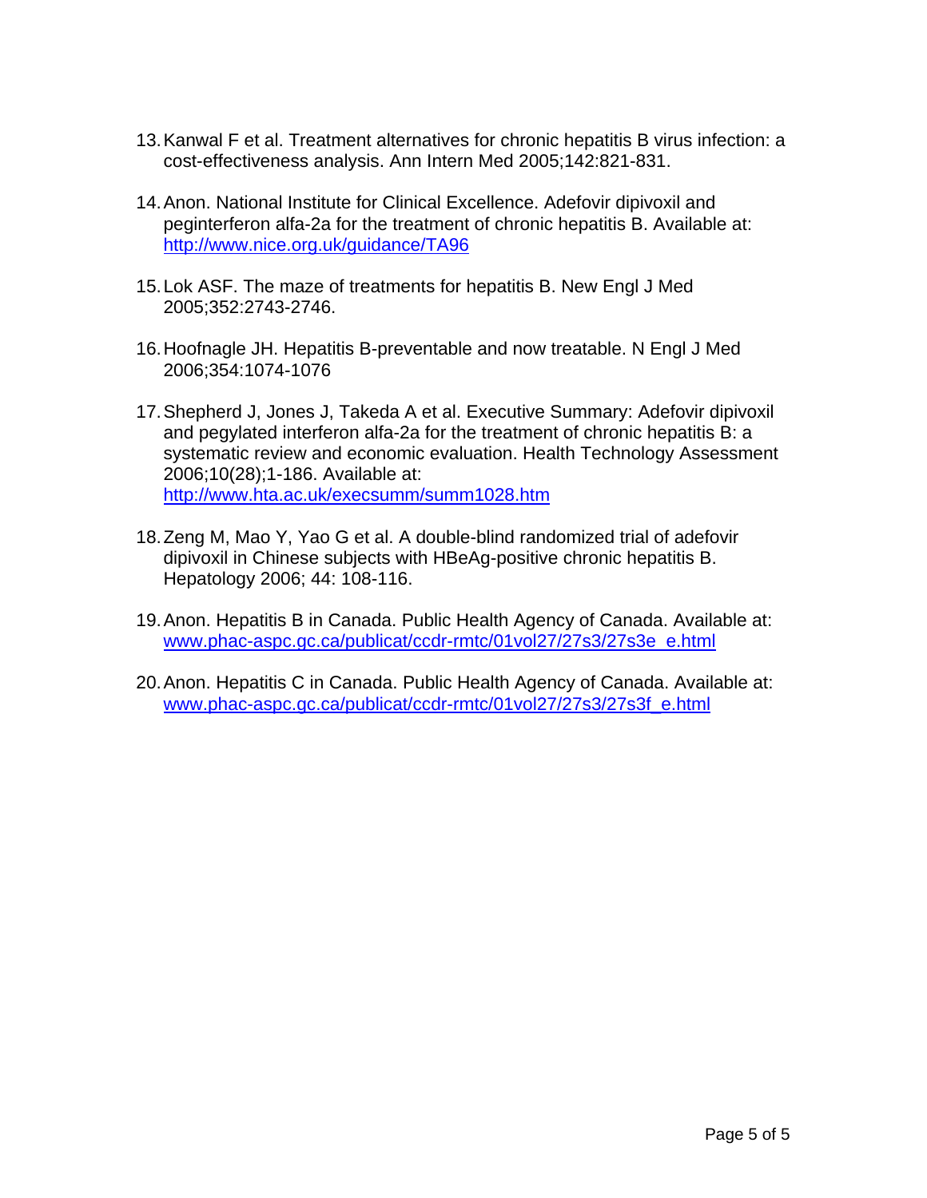13. Kanwal F et al. Treatment alternatives for chronic hepatitis B virus infection: a cost-effectiveness analysis. Ann Intern Med 2005;142:821-831.

14. Anon. National Institute for Clinical Excellence. Adefovir dipivoxil and peginterferon alfa-2a for the treatment of chronic hepatitis B. Available at: http://www.nice.org.uk/guidance/TA96

15. Lok ASF. The maze of treatments for hepatitis B. New Engl J Med 2005;352:2743-2746.

16. Hoofnagle JH. Hepatitis B-preventable and now treatable. N Engl J Med 2006;354:1074-1076

17. Shepherd J, Jones J, Takeda A et al. Executive Summary: Adefovir dipivoxil and pegylated interferon alfa-2a for the treatment of chronic hepatitis B: a systematic review and economic evaluation. Health Technology Assessment 2006;10(28);1-186. Available at: http://www.hta.ac.uk/execsumm/summ1028.htm

18. Zeng M, Mao Y, Yao G et al. A double-blind randomized trial of adefovir dipivoxil in Chinese subjects with HBeAg-positive chronic hepatitis B. Hepatology 2006; 44: 108-116.

19. Anon. Hepatitis B in Canada. Public Health Agency of Canada. Available at: www.phac-aspc.gc.ca/publicat/ccdr-rmtc/01vol27/27s3/27s3e_e.html

20. Anon. Hepatitis C in Canada. Public Health Agency of Canada. Available at: www.phac-aspc.gc.ca/publicat/ccdr-rmtc/01vol27/27s3/27s3f_e.html